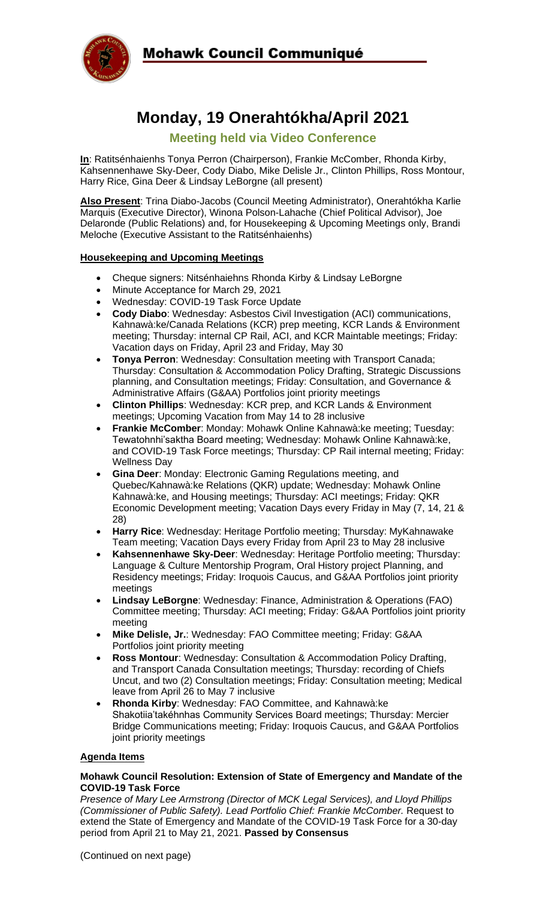**Mohawk Council Communiqué**

# Monday, 19 Onerahtókha/April 2021

## Meeting held via Video Conference

**In**: Ratitsénhaienhs Tonya Perron (Chairperson), Frankie McComber, Rhonda Kirby, Kahsennenhawe Sky-Deer, Cody Diabo, Mike Delisle Jr., Clinton Phillips, Ross Montour, Harry Rice, Gina Deer & Lindsay LeBorgne (all present)

**Also Present**: Trina Diabo-Jacobs (Council Meeting Administrator), Onerahtókha Karlie Marquis (Executive Director), Winona Polson-Lahache (Chief Political Advisor), Joe Delaronde (Public Relations) and, for Housekeeping & Upcoming Meetings only, Brandi Meloche (Executive Assistant to the Ratitsénhaienhs)

### Housekeeping and Upcoming Meetings

- Cheque signers: Nitsénhaiehns Rhonda Kirby & Lindsay LeBorgne
- Minute Acceptance for March 29, 2021
- Wednesday: COVID-19 Task Force Update
- **Cody Diabo**: Wednesday: Asbestos Civil Investigation (ACI) communications, Kahnawà:ke/Canada Relations (KCR) prep meeting, KCR Lands & Environment meeting; Thursday: internal CP Rail, ACI, and KCR Maintable meetings; Friday: Vacation days on Friday, April 23 and Friday, May 30
- **Tonya Perron**: Wednesday: Consultation meeting with Transport Canada; Thursday: Consultation & Accommodation Policy Drafting, Strategic Discussions planning, and Consultation meetings; Friday: Consultation, and Governance & Administrative Affairs (G&AA) Portfolios joint priority meetings
- **Clinton Phillips**: Wednesday: KCR prep, and KCR Lands & Environment meetings; Upcoming Vacation from May 14 to 28 inclusive
- **Frankie McComber**: Monday: Mohawk Online Kahnawà:ke meeting; Tuesday: Tewatohnhi'saktha Board meeting; Wednesday: Mohawk Online Kahnawà:ke, and COVID-19 Task Force meetings; Thursday: CP Rail internal meeting; Friday: Wellness Day
- **Gina Deer**: Monday: Electronic Gaming Regulations meeting, and Quebec/Kahnawà:ke Relations (QKR) update; Wednesday: Mohawk Online Kahnawà:ke, and Housing meetings; Thursday: ACI meetings; Friday: QKR Economic Development meeting; Vacation Days every Friday in May (7, 14, 21 & 28)
- **Harry Rice**: Wednesday: Heritage Portfolio meeting; Thursday: MyKahnawake Team meeting; Vacation Days every Friday from April 23 to May 28 inclusive
- **Kahsennenhawe Sky-Deer**: Wednesday: Heritage Portfolio meeting; Thursday: Language & Culture Mentorship Program, Oral History project Planning, and Residency meetings; Friday: Iroquois Caucus, and G&AA Portfolios joint priority meetings
- **Lindsay LeBorgne**: Wednesday: Finance, Administration & Operations (FAO) Committee meeting; Thursday: ACI meeting; Friday: G&AA Portfolios joint priority meeting
- **Mike Delisle, Jr.**: Wednesday: FAO Committee meeting; Friday: G&AA Portfolios joint priority meeting
- **Ross Montour**: Wednesday: Consultation & Accommodation Policy Drafting, and Transport Canada Consultation meetings; Thursday: recording of Chiefs Uncut, and two (2) Consultation meetings; Friday: Consultation meeting; Medical leave from April 26 to May 7 inclusive
- **Rhonda Kirby**: Wednesday: FAO Committee, and Kahnawà:ke Shakotiia'takéhnhas Community Services Board meetings; Thursday: Mercier Bridge Communications meeting; Friday: Iroquois Caucus, and G&AA Portfolios joint priority meetings

### Agenda Items

**Mohawk Council Resolution: Extension of State of Emergency and Mandate of the COVID-19 Task Force**

*Presence of Mary Lee Armstrong (Director of MCK Legal Services), and Lloyd Phillips (Commissioner of Public Safety). Lead Portfolio Chief: Frankie McComber.* Request to extend the State of Emergency and Mandate of the COVID-19 Task Force for a 30-day period from April 21 to May 21, 2021. **Passed by Consensus**

(Continued on next page)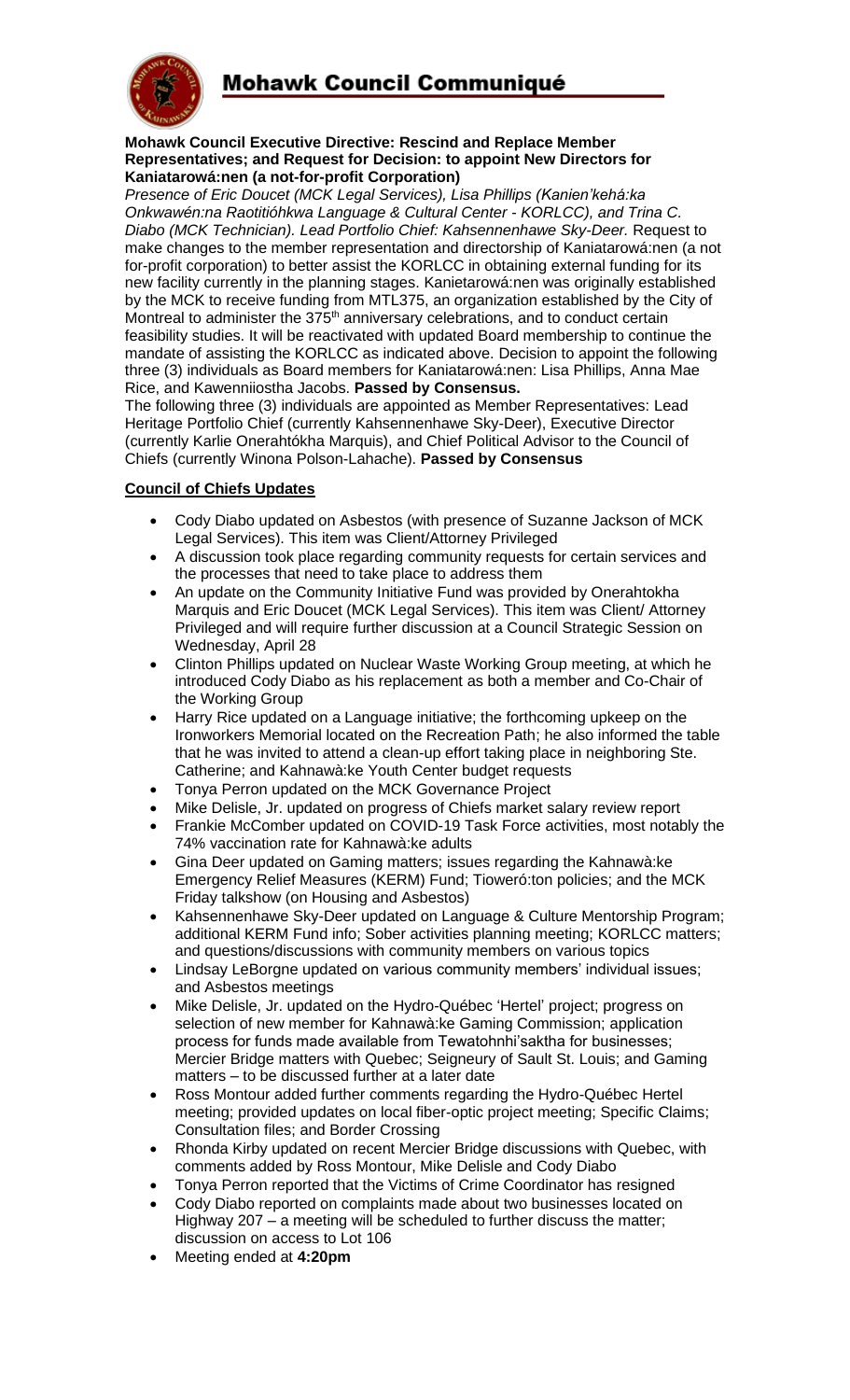# Mohawk Council Communiqué

**Mohawk Council Executive Directive: Rescind and Replace Member Representatives; and Request for Decision: to appoint New Directors for Kaniatarowá:nen (a not-for-profit Corporation)**

*Presence of Eric Doucet (MCK Legal Services), Lisa Phillips (Kanien'kehá:ka Onkwawén:na Raotitióhkwa Language & Cultural Center - KORLCC), and Trina C. Diabo (MCK Technician). Lead Portfolio Chief: Kahsennenhawe Sky-Deer.* Request to make changes to the member representation and directorship of Kaniatarowá:nen (a not for-profit corporation) to better assist the KORLCC in obtaining external funding for its new facility currently in the planning stages. Kanietarowá:nen was originally established by the MCK to receive funding from MTL375, an organization established by the City of Montreal to administer the 375th anniversary celebrations, and to conduct certain feasibility studies. It will be reactivated with updated Board membership to continue the mandate of assisting the KORLCC as indicated above. Decision to appoint the following three (3) individuals as Board members for Kaniatarowá:nen: Lisa Phillips, Anna Mae Rice, and Kawenniiostha Jacobs. **Passed by Consensus.**

The following three (3) individuals are appointed as Member Representatives: Lead Heritage Portfolio Chief (currently Kahsennenhawe Sky-Deer), Executive Director (currently Karlie Onerahtókha Marquis), and Chief Political Advisor to the Council of Chiefs (currently Winona Polson-Lahache). **Passed by Consensus**

**Council of Chiefs Updates**

- Cody Diabo updated on Asbestos (with presence of Suzanne Jackson of MCK Legal Services). This item was Client/Attorney Privileged
- A discussion took place regarding community requests for certain services and the processes that need to take place to address them
- An update on the Community Initiative Fund was provided by Onerahtokha Marquis and Eric Doucet (MCK Legal Services). This item was Client/ Attorney Privileged and will require further discussion at a Council Strategic Session on Wednesday, April 28
- Clinton Phillips updated on Nuclear Waste Working Group meeting, at which he introduced Cody Diabo as his replacement as both a member and Co-Chair of the Working Group
- Harry Rice updated on a Language initiative; the forthcoming upkeep on the Ironworkers Memorial located on the Recreation Path; he also informed the table that he was invited to attend a clean-up effort taking place in neighboring Ste. Catherine; and Kahnawà:ke Youth Center budget requests
- Tonya Perron updated on the MCK Governance Project
- Mike Delisle, Jr. updated on progress of Chiefs market salary review report
- Frankie McComber updated on COVID-19 Task Force activities, most notably the 74% vaccination rate for Kahnawà:ke adults
- Gina Deer updated on Gaming matters; issues regarding the Kahnawà:ke Emergency Relief Measures (KERM) Fund; Tioweró:ton policies; and the MCK Friday talkshow (on Housing and Asbestos)
- Kahsennenhawe Sky-Deer updated on Language & Culture Mentorship Program; additional KERM Fund info; Sober activities planning meeting; KORLCC matters; and questions/discussions with community members on various topics
- Lindsay LeBorgne updated on various community members' individual issues; and Asbestos meetings
- Mike Delisle, Jr. updated on the Hydro-Québec 'Hertel' project; progress on selection of new member for Kahnawà:ke Gaming Commission; application process for funds made available from Tewatohnhi'saktha for businesses; Mercier Bridge matters with Quebec; Seigneury of Sault St. Louis; and Gaming matters – to be discussed further at a later date
- Ross Montour added further comments regarding the Hydro-Québec Hertel meeting; provided updates on local fiber-optic project meeting; Specific Claims; Consultation files; and Border Crossing
- Rhonda Kirby updated on recent Mercier Bridge discussions with Quebec, with comments added by Ross Montour, Mike Delisle and Cody Diabo
- Tonya Perron reported that the Victims of Crime Coordinator has resigned
- Cody Diabo reported on complaints made about two businesses located on Highway 207 – a meeting will be scheduled to further discuss the matter; discussion on access to Lot 106
- Meeting ended at **4:20pm**